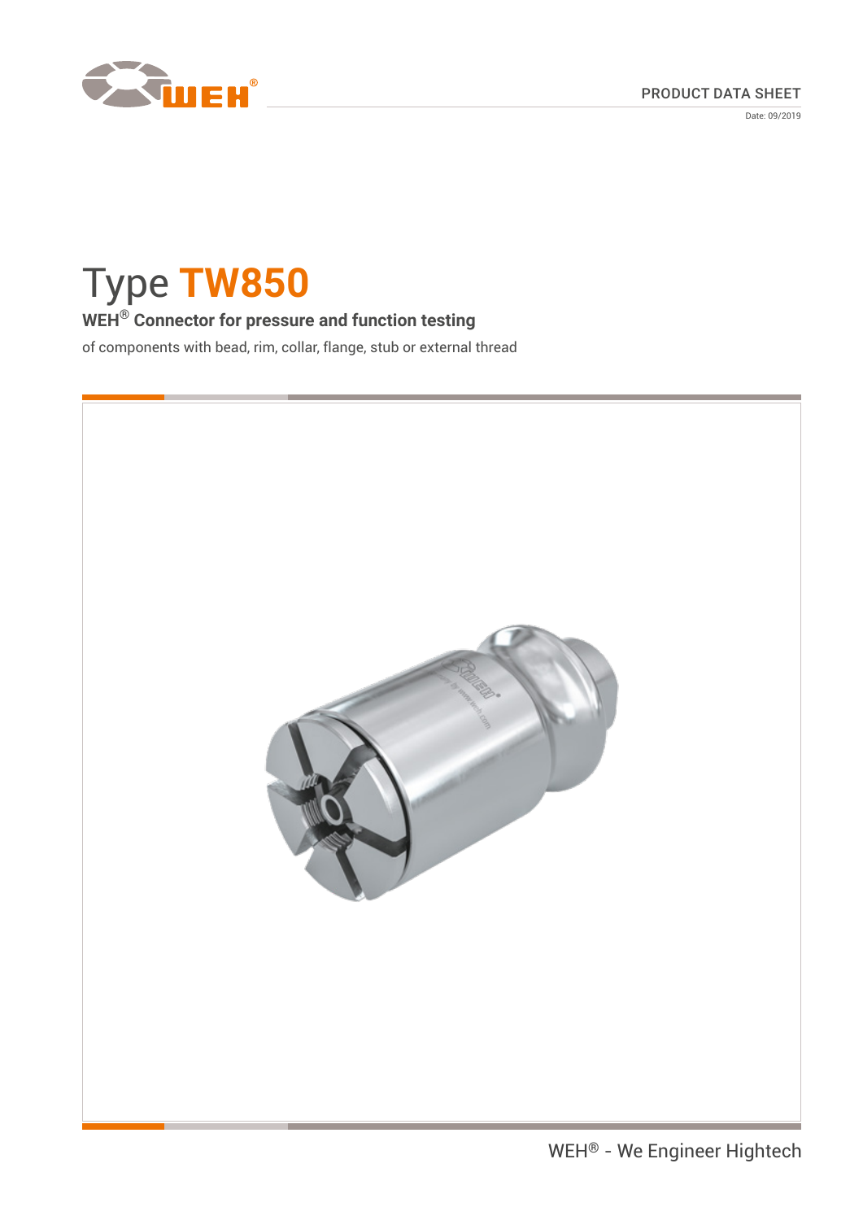PRODUCT DATA SHEET

Date: 09/2019

# Type TW850

## WEH® Connector for pressure and function testing

of components with bead, rim, collar, flange, stub or external thread

WEH® - We Engineer Hightech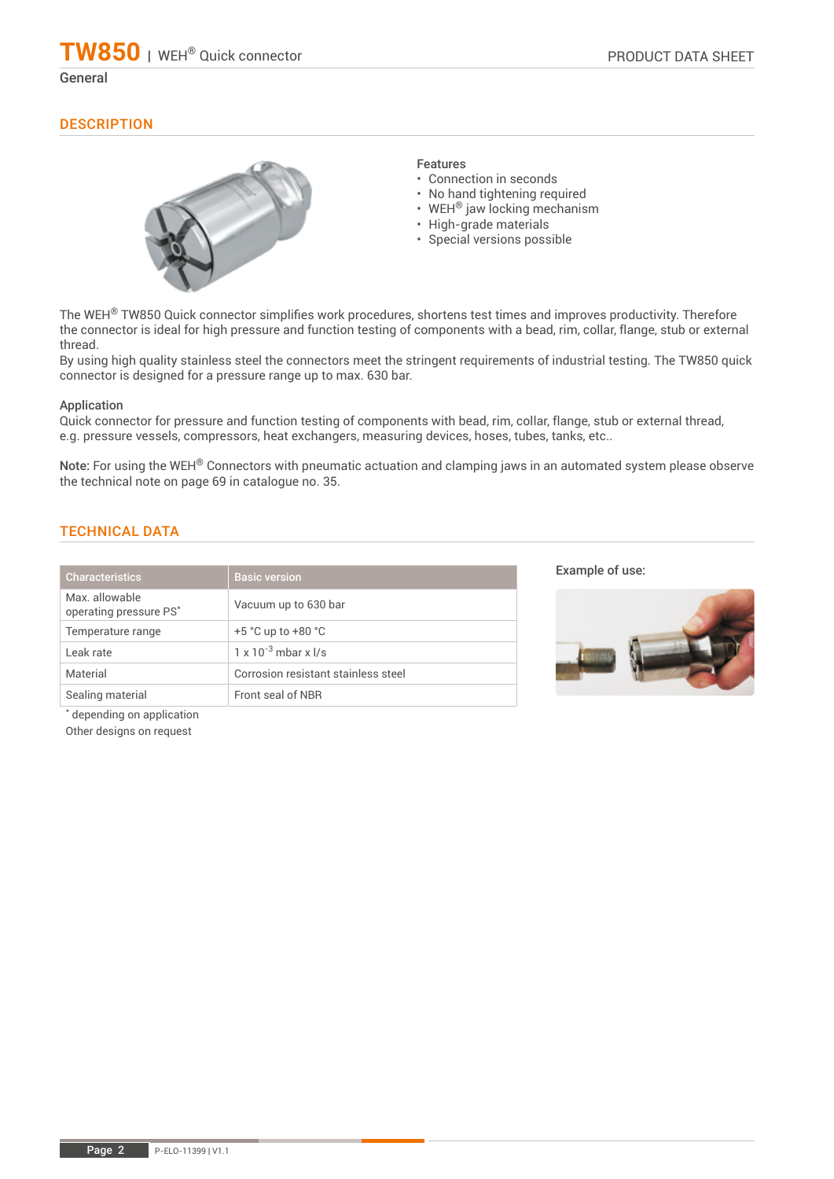# TW850 | WEH® Quick connector

General

## DESCRIPTION

**Features**

- Connection in seconds
- No hand tightening required
- WEH® jaw locking mechanism
- High-grade materials
- Special versions possible

The WEH® TW850 Quick connector simplifies work procedures, shortens test times and improves productivity. Therefore the connector is ideal for high pressure and function testing of components with a bead, rim, collar, flange, stub or external thread.
By using high quality stainless steel the connectors meet the stringent requirements of industrial testing. The TW850 quick connector is designed for a pressure range up to max. 630 bar.

**Application**
Quick connector for pressure and function testing of components with bead, rim, collar, flange, stub or external thread, e.g. pressure vessels, compressors, heat exchangers, measuring devices, hoses, tubes, tanks, etc..

**Note:** For using the WEH® Connectors with pneumatic actuation and clamping jaws in an automated system please observe the technical note on page 69 in catalogue no. 35.

## TECHNICAL DATA

| Characteristics | Basic version |
|---|---|
| Max. allowable operating pressure PS* | Vacuum up to 630 bar |
| Temperature range | +5 °C up to +80 °C |
| Leak rate | 1 x $10^{-3}$ mbar x l/s |
| Material | Corrosion resistant stainless steel |
| Sealing material | Front seal of NBR |

\* depending on application
Other designs on request

Example of use: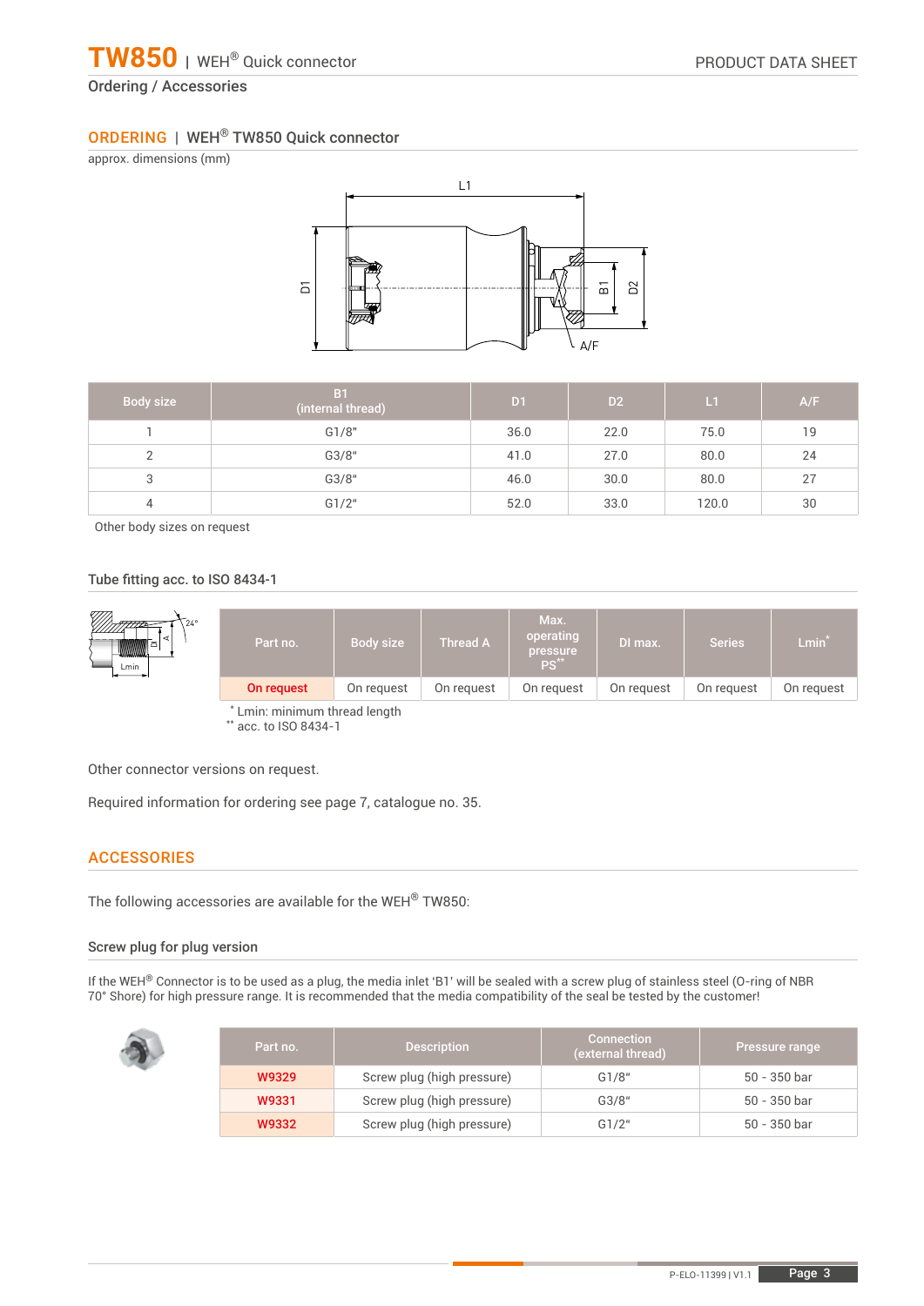# TW850 | WEH® Quick connector

Ordering / Accessories

## ORDERING | WEH® TW850 Quick connector

approx. dimensions (mm)

| Body size | B1 (internal thread) | D1 | D2 | L1 | A/F |
|---|---|---|---|---|---|
| 1 | G1/8" | 36.0 | 22.0 | 75.0 | 19 |
| 2 | G3/8" | 41.0 | 27.0 | 80.0 | 24 |
| 3 | G3/8" | 46.0 | 30.0 | 80.0 | 27 |
| 4 | G1/2" | 52.0 | 33.0 | 120.0 | 30 |

Other body sizes on request

### Tube fitting acc. to ISO 8434-1

| Part no. | Body size | Thread A | Max. operating pressure PS** | DI max. | Series | Lmin* |
|---|---|---|---|---|---|---|
| On request | On request | On request | On request | On request | On request | On request |

* Lmin: minimum thread length
** acc. to ISO 8434-1

Other connector versions on request.

Required information for ordering see page 7, catalogue no. 35.

## ACCESSORIES

The following accessories are available for the WEH® TW850:

### Screw plug for plug version

If the WEH® Connector is to be used as a plug, the media inlet 'B1' will be sealed with a screw plug of stainless steel (O-ring of NBR 70° Shore) for high pressure range. It is recommended that the media compatibility of the seal be tested by the customer!

| Part no. | Description | Connection (external thread) | Pressure range |
|---|---|---|---|
| W9329 | Screw plug (high pressure) | G1/8" | 50 - 350 bar |
| W9331 | Screw plug (high pressure) | G3/8" | 50 - 350 bar |
| W9332 | Screw plug (high pressure) | G1/2" | 50 - 350 bar |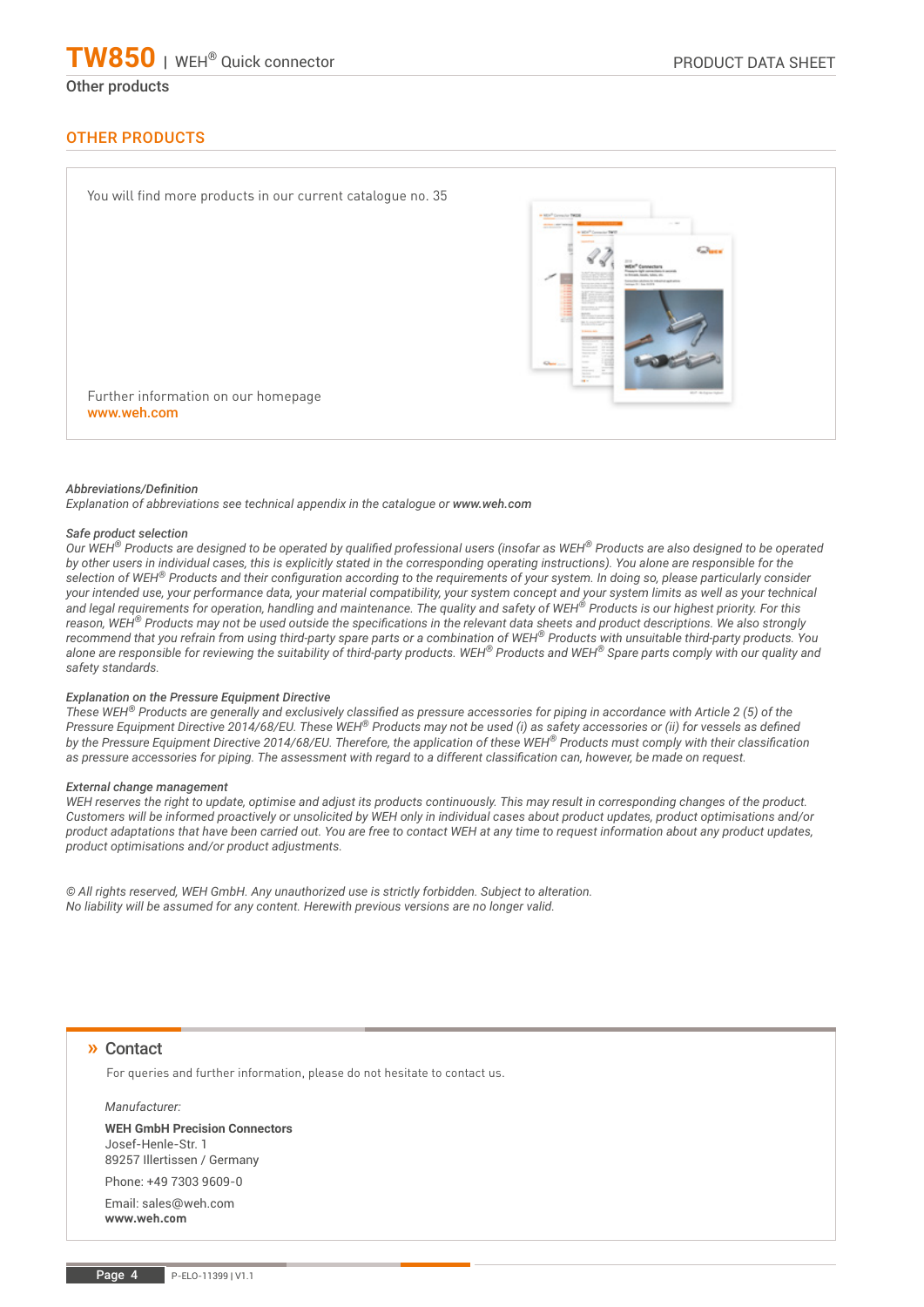## OTHER PRODUCTS

You will find more products in our current catalogue no. 35

Further information on our homepage
www.weh.com

***Abbreviations/Definition***
*Explanation of abbreviations see technical appendix in the catalogue or **www.weh.com***

***Safe product selection***
*Our WEH® Products are designed to be operated by qualified professional users (insofar as WEH® Products are also designed to be operated by other users in individual cases, this is explicitly stated in the corresponding operating instructions). You alone are responsible for the selection of WEH® Products and their configuration according to the requirements of your system. In doing so, please particularly consider your intended use, your performance data, your material compatibility, your system concept and your system limits as well as your technical and legal requirements for operation, handling and maintenance. The quality and safety of WEH® Products is our highest priority. For this reason, WEH® Products may not be used outside the specifications in the relevant data sheets and product descriptions. We also strongly recommend that you refrain from using third-party spare parts or a combination of WEH® Products with unsuitable third-party products. You alone are responsible for reviewing the suitability of third-party products. WEH® Products and WEH® Spare parts comply with our quality and safety standards.*

***Explanation on the Pressure Equipment Directive***
*These WEH® Products are generally and exclusively classified as pressure accessories for piping in accordance with Article 2 (5) of the Pressure Equipment Directive 2014/68/EU. These WEH® Products may not be used (i) as safety accessories or (ii) for vessels as defined by the Pressure Equipment Directive 2014/68/EU. Therefore, the application of these WEH® Products must comply with their classification as pressure accessories for piping. The assessment with regard to a different classification can, however, be made on request.*

***External change management***
*WEH reserves the right to update, optimise and adjust its products continuously. This may result in corresponding changes of the product. Customers will be informed proactively or unsolicited by WEH only in individual cases about product updates, product optimisations and/or product adaptations that have been carried out. You are free to contact WEH at any time to request information about any product updates, product optimisations and/or product adjustments.*

*© All rights reserved, WEH GmbH. Any unauthorized use is strictly forbidden. Subject to alteration.*
*No liability will be assumed for any content. Herewith previous versions are no longer valid.*

## » Contact

For queries and further information, please do not hesitate to contact us.

*Manufacturer:*

**WEH GmbH Precision Connectors**
Josef-Henle-Str. 1
89257 Illertissen / Germany

Phone: +49 7303 9609-0

Email: sales@weh.com
**www.weh.com**

P-ELO-11399 | V1.1